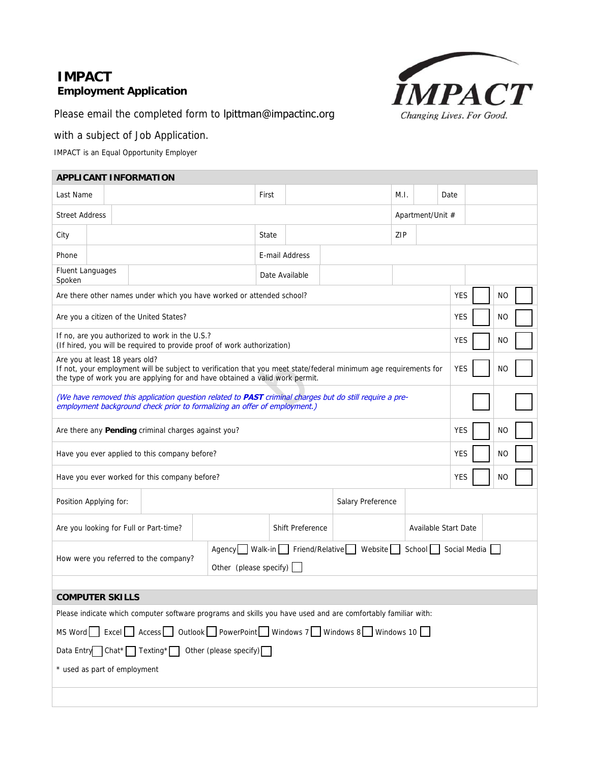# IMPACT
## Employment Application

IMPACT
Changing Lives. For Good.

Please email the completed form to lpittman@impactinc.org

with a subject of Job Application.

IMPACT is an Equal Opportunity Employer

## APPLICANT INFORMATION

| Last Name | | First | | M.I. | | Date | |
|---|---|---|---|---|---|---|---|
| Street Address | | | | Apartment/Unit # | | | |
| City | | State | | ZIP | | | |
| Phone | | E-mail Address | | | | | |
| Fluent Languages Spoken | | Date Available | | | | | |

| Question | | | | |
|---|---|---|---|---|
| Are there other names under which you have worked or attended school? | YES | ☐ | NO | ☐ |
| Are you a citizen of the United States? | YES | ☐ | NO | ☐ |
| If no, are you authorized to work in the U.S.? (If hired, you will be required to provide proof of work authorization) | YES | ☐ | NO | ☐ |
| Are you at least 18 years old? If not, your employment will be subject to verification that you meet state/federal minimum age requirements for the type of work you are applying for and have obtained a valid work permit. | YES | ☐ | NO | ☐ |
| *(We have removed this application question related to **PAST** criminal charges but do still require a pre-employment background check prior to formalizing an offer of employment.)* | | ☐ | | ☐ |
| Are there any **Pending** criminal charges against you? | YES | ☐ | NO | ☐ |
| Have you ever applied to this company before? | YES | ☐ | NO | ☐ |
| Have you ever worked for this company before? | YES | ☐ | NO | ☐ |

| Position Applying for: | | Salary Preference | | | |
|---|---|---|---|---|---|
| Are you looking for Full or Part-time? | | Shift Preference | | Available Start Date | |

How were you referred to the company? Agency ☐ Walk-in ☐ Friend/Relative ☐ Website ☐ School ☐ Social Media ☐ Other (please specify) ☐

## COMPUTER SKILLS

Please indicate which computer software programs and skills you have used and are comfortably familiar with:

MS Word ☐ Excel ☐ Access ☐ Outlook ☐ PowerPoint ☐ Windows 7 ☐ Windows 8 ☐ Windows 10 ☐

Data Entry ☐ Chat* ☐ Texting* ☐ Other (please specify) ☐

* used as part of employment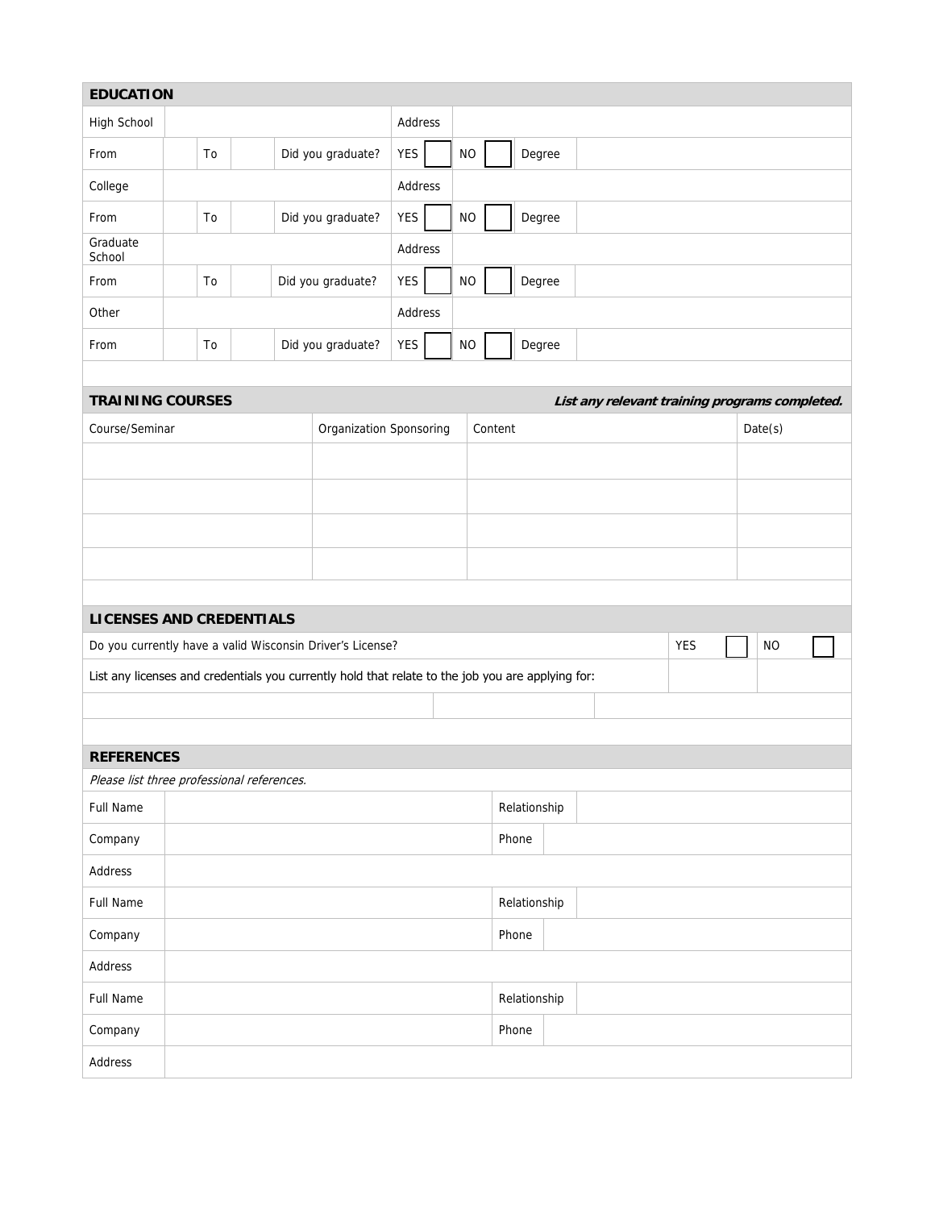## EDUCATION

| High School | | | | | Address | | | | |
|---|---|---|---|---|---|---|---|---|---|
| From | | To | | Did you graduate? | YES | | NO | | Degree |
| College | | | | | Address | | | | |
| From | | To | | Did you graduate? | YES | | NO | | Degree |
| Graduate School | | | | | Address | | | | |
| From | | To | | Did you graduate? | YES | | NO | | Degree |
| Other | | | | | Address | | | | |
| From | | To | | Did you graduate? | YES | | NO | | Degree |

## TRAINING COURSES

***List any relevant training programs completed.***

| Course/Seminar | Organization Sponsoring | Content | Date(s) |
|---|---|---|---|
| | | | |
| | | | |
| | | | |
| | | | |

## LICENSES AND CREDENTIALS

| Do you currently have a valid Wisconsin Driver's License? | YES | NO |
|---|---|---|
| List any licenses and credentials you currently hold that relate to the job you are applying for: | | |
| | | |

## REFERENCES

*Please list three professional references.*

| Full Name | | Relationship | |
|---|---|---|---|
| Company | | Phone | |
| Address | | | |
| Full Name | | Relationship | |
| Company | | Phone | |
| Address | | | |
| Full Name | | Relationship | |
| Company | | Phone | |
| Address | | | |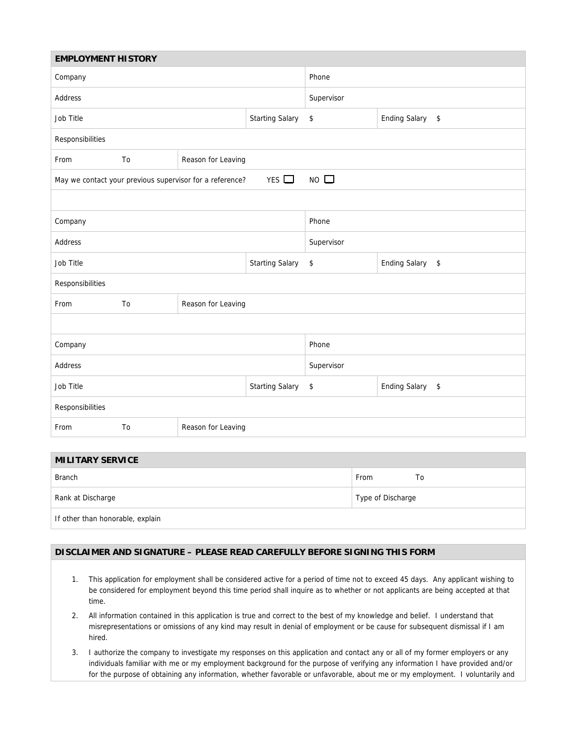## EMPLOYMENT HISTORY

| | | | | | |
|---|---|---|---|---|---|
| Company | | | | Phone | |
| Address | | | | Supervisor | |
| Job Title | | | Starting Salary | $ | Ending Salary $ |
| Responsibilities | | | | | |
| From | To | Reason for Leaving | | | |
| May we contact your previous supervisor for a reference? | | | YES ☐ | NO ☐ | |
| | | | | | |
| Company | | | | Phone | |
| Address | | | | Supervisor | |
| Job Title | | | Starting Salary | $ | Ending Salary $ |
| Responsibilities | | | | | |
| From | To | Reason for Leaving | | | |
| | | | | | |
| Company | | | | Phone | |
| Address | | | | Supervisor | |
| Job Title | | | Starting Salary | $ | Ending Salary $ |
| Responsibilities | | | | | |
| From | To | Reason for Leaving | | | |

## MILITARY SERVICE

| | |
|---|---|
| Branch | From To |
| Rank at Discharge | Type of Discharge |
| If other than honorable, explain | |

## DISCLAIMER AND SIGNATURE – PLEASE READ CAREFULLY BEFORE SIGNING THIS FORM

1. This application for employment shall be considered active for a period of time not to exceed 45 days. Any applicant wishing to be considered for employment beyond this time period shall inquire as to whether or not applicants are being accepted at that time.
2. All information contained in this application is true and correct to the best of my knowledge and belief. I understand that misrepresentations or omissions of any kind may result in denial of employment or be cause for subsequent dismissal if I am hired.
3. I authorize the company to investigate my responses on this application and contact any or all of my former employers or any individuals familiar with me or my employment background for the purpose of verifying any information I have provided and/or for the purpose of obtaining any information, whether favorable or unfavorable, about me or my employment. I voluntarily and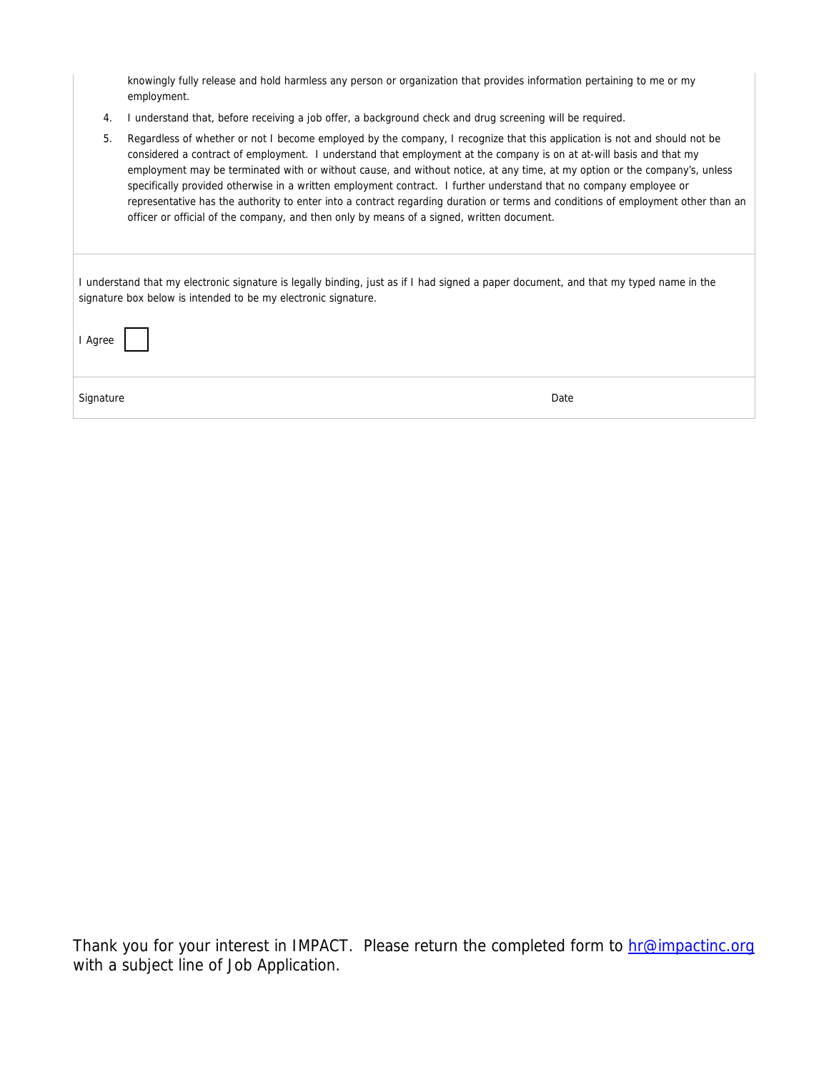knowingly fully release and hold harmless any person or organization that provides information pertaining to me or my employment.

4. I understand that, before receiving a job offer, a background check and drug screening will be required.
5. Regardless of whether or not I become employed by the company, I recognize that this application is not and should not be considered a contract of employment. I understand that employment at the company is on at at-will basis and that my employment may be terminated with or without cause, and without notice, at any time, at my option or the company's, unless specifically provided otherwise in a written employment contract. I further understand that no company employee or representative has the authority to enter into a contract regarding duration or terms and conditions of employment other than an officer or official of the company, and then only by means of a signed, written document.

I understand that my electronic signature is legally binding, just as if I had signed a paper document, and that my typed name in the signature box below is intended to be my electronic signature.

I Agree ☐

| Signature | Date |
|---|---|
| | |

Thank you for your interest in IMPACT. Please return the completed form to hr@impactinc.org with a subject line of Job Application.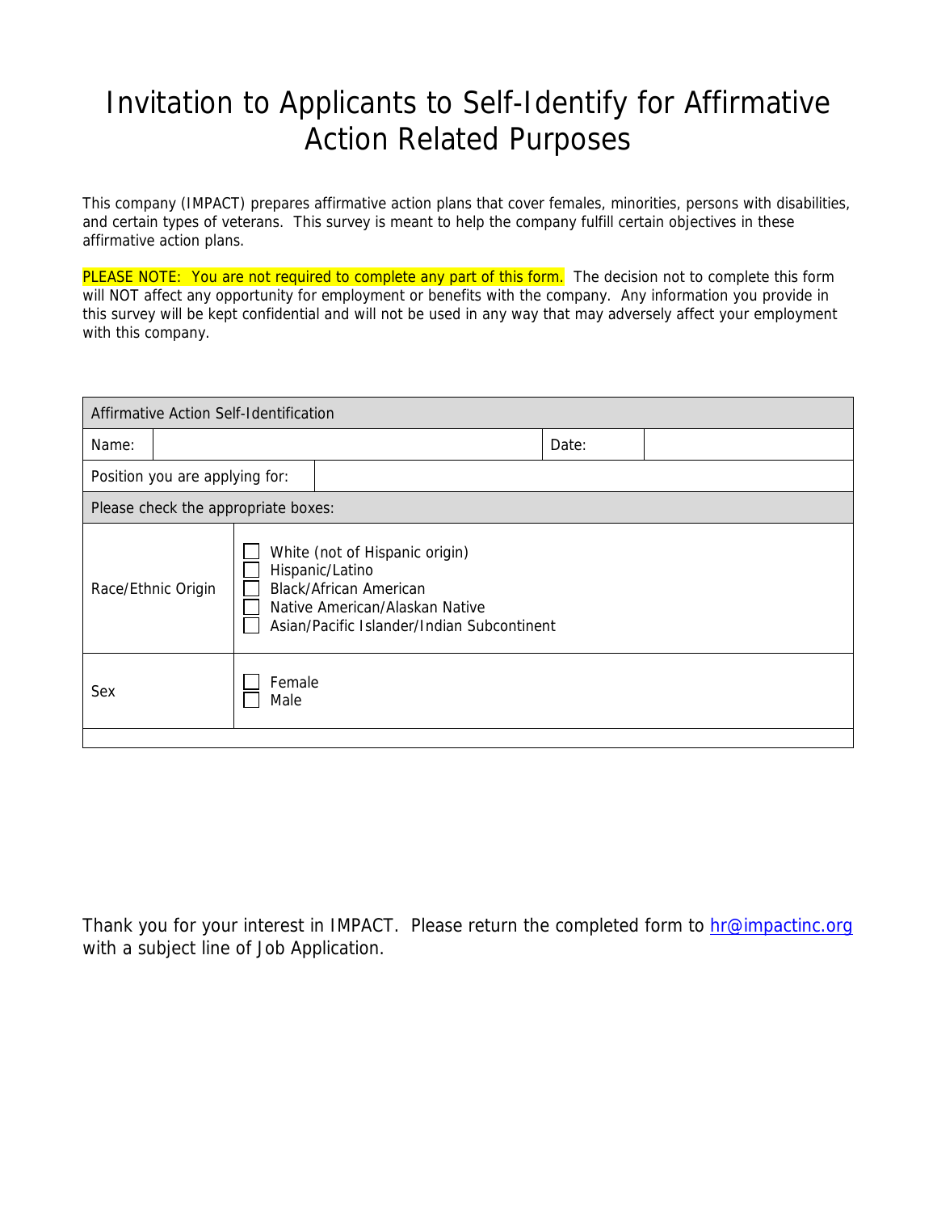# Invitation to Applicants to Self-Identify for Affirmative Action Related Purposes

This company (IMPACT) prepares affirmative action plans that cover females, minorities, persons with disabilities, and certain types of veterans. This survey is meant to help the company fulfill certain objectives in these affirmative action plans.

PLEASE NOTE: You are not required to complete any part of this form. The decision not to complete this form will NOT affect any opportunity for employment or benefits with the company. Any information you provide in this survey will be kept confidential and will not be used in any way that may adversely affect your employment with this company.

| Affirmative Action Self-Identification | | | |
|---|---|---|---|
| Name: | | Date: | |
| Position you are applying for: | | | |
| Please check the appropriate boxes: | | | |
| Race/Ethnic Origin | ☐ White (not of Hispanic origin)<br>☐ Hispanic/Latino<br>☐ Black/African American<br>☐ Native American/Alaskan Native<br>☐ Asian/Pacific Islander/Indian Subcontinent | | |
| Sex | ☐ Female<br>☐ Male | | |

Thank you for your interest in IMPACT. Please return the completed form to hr@impactinc.org with a subject line of Job Application.